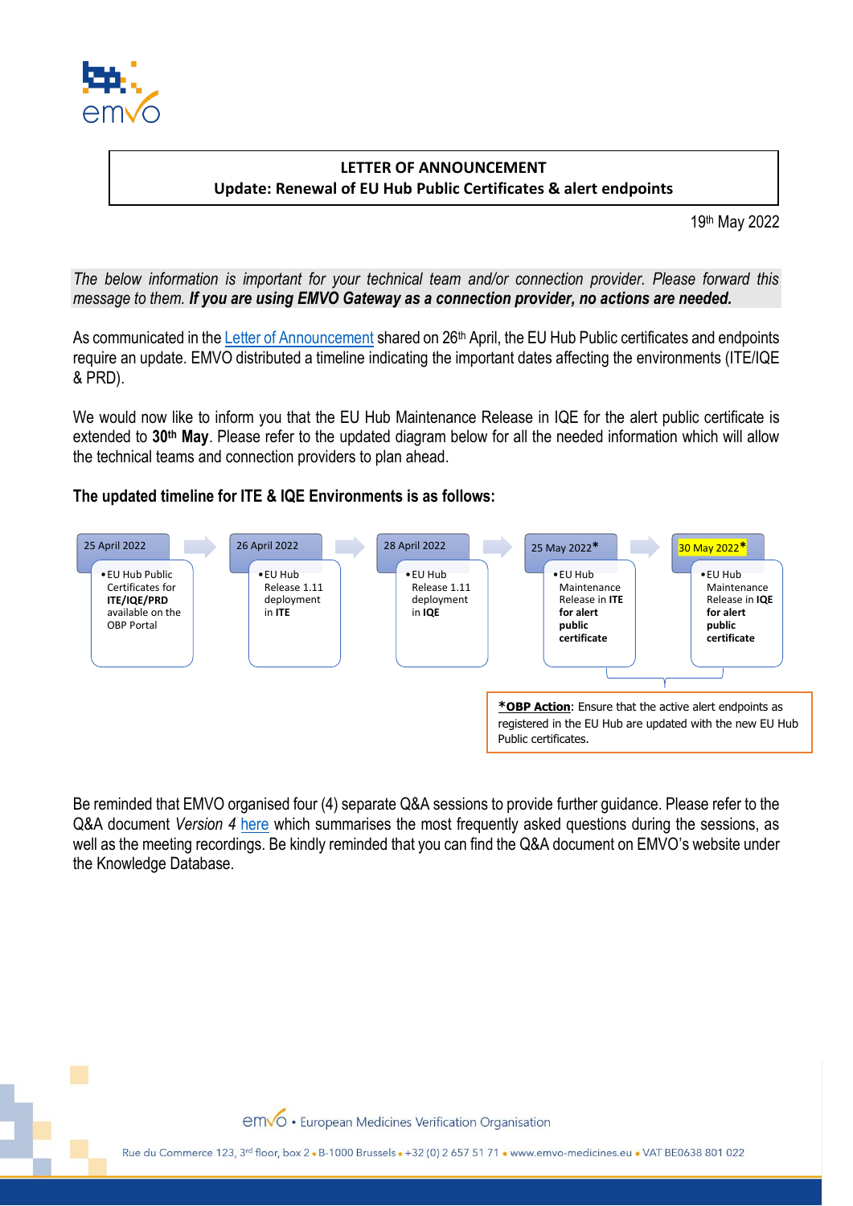**LETTER OF ANNOUNCEMENT**
**Update: Renewal of EU Hub Public Certificates & alert endpoints**

19th May 2022

*The below information is important for your technical team and/or connection provider. Please forward this message to them.* ***If you are using EMVO Gateway as a connection provider, no actions are needed.***

As communicated in the Letter of Announcement shared on 26th April, the EU Hub Public certificates and endpoints require an update. EMVO distributed a timeline indicating the important dates affecting the environments (ITE/IQE & PRD).

We would now like to inform you that the EU Hub Maintenance Release in IQE for the alert public certificate is extended to **30th May**. Please refer to the updated diagram below for all the needed information which will allow the technical teams and connection providers to plan ahead.

**The updated timeline for ITE & IQE Environments is as follows:**

- **25 April 2022**
  - EU Hub Public Certificates for **ITE/IQE/PRD** available on the OBP Portal
- **26 April 2022**
  - EU Hub Release 1.11 deployment in **ITE**
- **28 April 2022**
  - EU Hub Release 1.11 deployment in **IQE**
- **25 May 2022***
  - EU Hub Maintenance Release in **ITE for alert public certificate**
- **30 May 2022***
  - EU Hub Maintenance Release in **IQE for alert public certificate**

***OBP Action**: Ensure that the active alert endpoints as registered in the EU Hub are updated with the new EU Hub Public certificates.

Be reminded that EMVO organised four (4) separate Q&A sessions to provide further guidance. Please refer to the Q&A document *Version 4* here which summarises the most frequently asked questions during the sessions, as well as the meeting recordings. Be kindly reminded that you can find the Q&A document on EMVO's website under the Knowledge Database.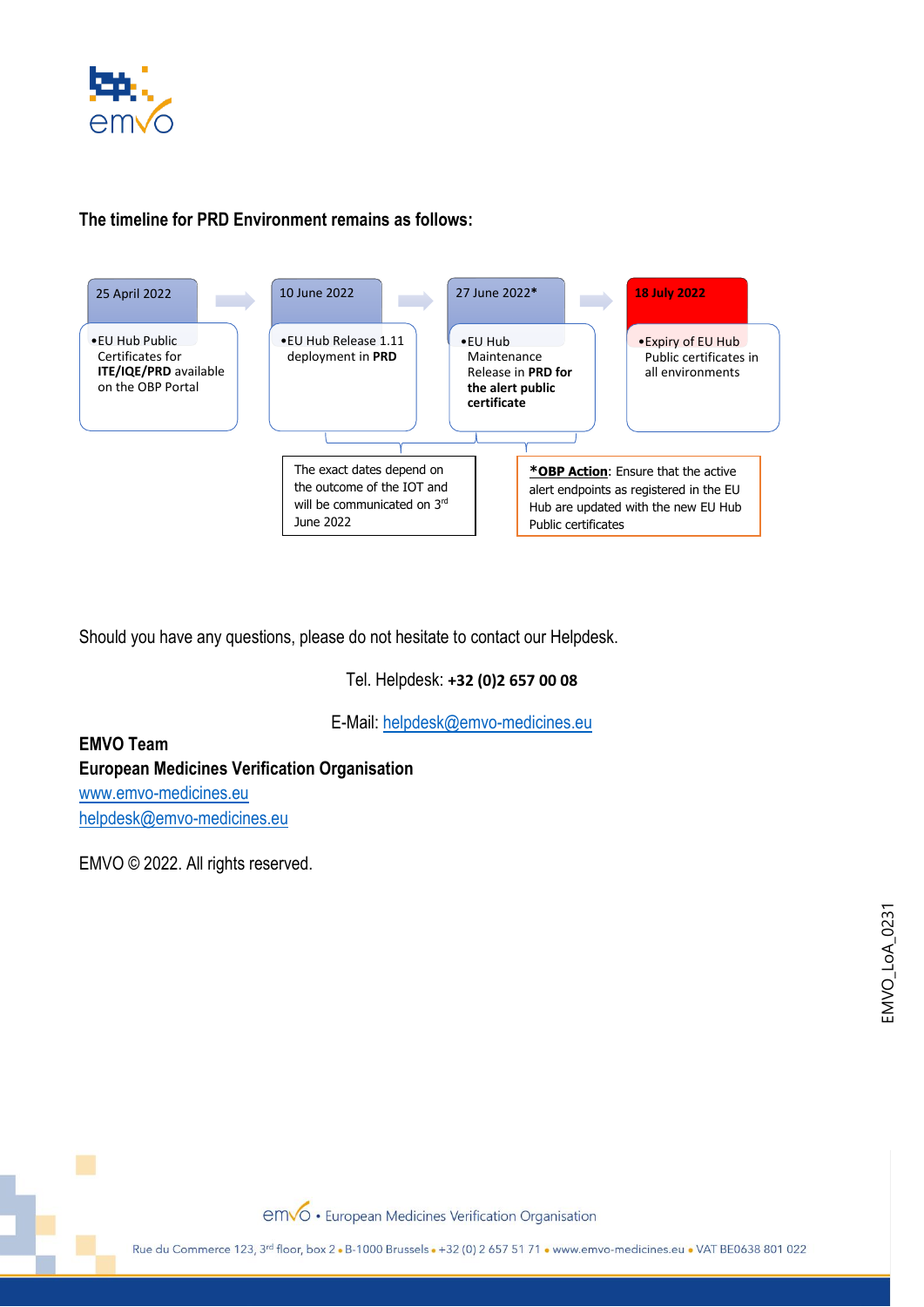**The timeline for PRD Environment remains as follows:**

**25 April 2022**

- EU Hub Public Certificates for **ITE/IQE/PRD** available on the OBP Portal

**10 June 2022**

- EU Hub Release 1.11 deployment in **PRD**

**27 June 2022***

- EU Hub Maintenance Release in **PRD for the alert public certificate**

**18 July 2022**

- Expiry of EU Hub Public certificates in all environments

The exact dates depend on the outcome of the IOT and will be communicated on 3rd June 2022

***OBP Action**: Ensure that the active alert endpoints as registered in the EU Hub are updated with the new EU Hub Public certificates

Should you have any questions, please do not hesitate to contact our Helpdesk.

Tel. Helpdesk: **+32 (0)2 657 00 08**

E-Mail: helpdesk@emvo-medicines.eu

**EMVO Team**
**European Medicines Verification Organisation**
www.emvo-medicines.eu
helpdesk@emvo-medicines.eu

EMVO © 2022. All rights reserved.

EMVO_LoA_0231